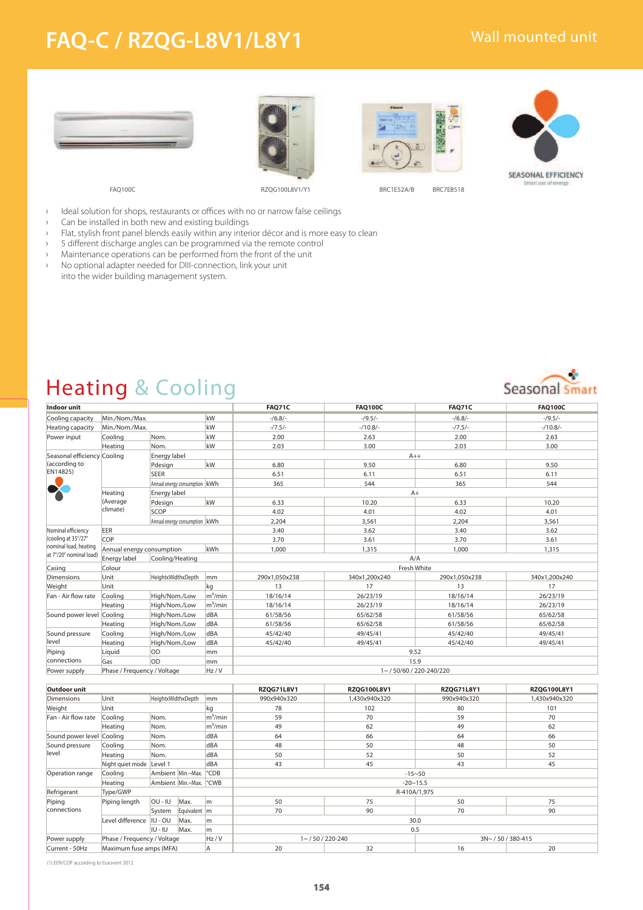# FAQ-C / RZQG-L8V1/L8Y1

Wall mounted unit

FAQ100C RZQG100L8V1/Y1 BRC1E52A/B BRC7EB518

SEASONAL EFFICIENCY
Smart use of energy

- Ideal solution for shops, restaurants or offices with no or narrow false ceilings
- Can be installed in both new and existing buildings
- Flat, stylish front panel blends easily within any interior décor and is more easy to clean
- 5 different discharge angles can be programmed via the remote control
- Maintenance operations can be performed from the front of the unit
- No optional adapter needed for DIII-connection, link your unit into the wider building management system.

## Heating & Cooling

Seasonal Smart

| Indoor unit | | | | FAQ71C | FAQ100C | FAQ71C | FAQ100C |
|---|---|---|---|---|---|---|---|
| Cooling capacity | Min./Nom./Max. | | kW | -/6.8/- | -/9.5/- | -/6.8/- | -/9.5/- |
| Heating capacity | Min./Nom./Max. | | kW | -/7.5/- | -/10.8/- | -/7.5/- | -/10.8/- |
| Power input | Cooling | Nom. | kW | 2.00 | 2.63 | 2.00 | 2.63 |
| | Heating | Nom. | kW | 2.03 | 3.00 | 2.03 | 3.00 |
| Seasonal efficiency (according to EN14825) | Cooling | Energy label | | A++ | | | |
| | | Pdesign | kW | 6.80 | 9.50 | 6.80 | 9.50 |
| | | SEER | | 6.51 | 6.11 | 6.51 | 6.11 |
| | | Annual energy consumption | kWh | 365 | 544 | 365 | 544 |
| | Heating (Average climate) | Energy label | | A+ | | | |
| | | Pdesign | kW | 6.33 | 10.20 | 6.33 | 10.20 |
| | | SCOP | | 4.02 | 4.01 | 4.02 | 4.01 |
| | | Annual energy consumption | kWh | 2,204 | 3,561 | 2,204 | 3,561 |
| Nominal efficiency (cooling at 35°/27° nominal load, heating at 7°/20° nominal load) | EER | | | 3.40 | 3.62 | 3.40 | 3.62 |
| | COP | | | 3.70 | 3.61 | 3.70 | 3.61 |
| | Annual energy consumption | | kWh | 1,000 | 1,315 | 1,000 | 1,315 |
| | Energy label | Cooling/Heating | | A/A | | | |
| Casing | Colour | | | Fresh White | | | |
| Dimensions | Unit | HeightxWidthxDepth | mm | 290x1,050x238 | 340x1,200x240 | 290x1,050x238 | 340x1,200x240 |
| Weight | Unit | | kg | 13 | 17 | 13 | 17 |
| Fan - Air flow rate | Cooling | High/Nom./Low | m³/min | 18/16/14 | 26/23/19 | 18/16/14 | 26/23/19 |
| | Heating | High/Nom./Low | m³/min | 18/16/14 | 26/23/19 | 18/16/14 | 26/23/19 |
| Sound power level | Cooling | High/Nom./Low | dBA | 61/58/56 | 65/62/58 | 61/58/56 | 65/62/58 |
| | Heating | High/Nom./Low | dBA | 61/58/56 | 65/62/58 | 61/58/56 | 65/62/58 |
| Sound pressure level | Cooling | High/Nom./Low | dBA | 45/42/40 | 49/45/41 | 45/42/40 | 49/45/41 |
| | Heating | High/Nom./Low | dBA | 45/42/40 | 49/45/41 | 45/42/40 | 49/45/41 |
| Piping connections | Liquid | OD | mm | 9.52 | | | |
| | Gas | OD | mm | 15.9 | | | |
| Power supply | Phase / Frequency / Voltage | | Hz / V | 1~ / 50/60 / 220-240/220 | | | |

| Outdoor unit | | | | | RZQG71L8V1 | RZQG100L8V1 | RZQG71L8Y1 | RZQG100L8Y1 |
|---|---|---|---|---|---|---|---|---|
| Dimensions | Unit | HeightxWidthxDepth | | mm | 990x940x320 | 1,430x940x320 | 990x940x320 | 1,430x940x320 |
| Weight | Unit | | | kg | 78 | 102 | 80 | 101 |
| Fan - Air flow rate | Cooling | Nom. | | m³/min | 59 | 70 | 59 | 70 |
| | Heating | Nom. | | m³/min | 49 | 62 | 49 | 62 |
| Sound power level | Cooling | Nom. | | dBA | 64 | 66 | 64 | 66 |
| Sound pressure level | Cooling | Nom. | | dBA | 48 | 50 | 48 | 50 |
| | Heating | Nom. | | dBA | 50 | 52 | 50 | 52 |
| | Night quiet mode | Level 1 | | dBA | 43 | 45 | 43 | 45 |
| Operation range | Cooling | Ambient | Min.~Max. | °CDB | -15~50 | | | |
| | Heating | Ambient | Min.~Max. | °CWB | -20~15.5 | | | |
| Refrigerant | Type/GWP | | | | R-410A/1,975 | | | |
| Piping connections | Piping length | OU - IU | Max. | m | 50 | 75 | 50 | 75 |
| | | System | Equivalent | m | 70 | 90 | 70 | 90 |
| | Level difference | IU - OU | Max. | m | 30.0 | | | |
| | | IU - IU | Max. | m | 0.5 | | | |
| Power supply | Phase / Frequency / Voltage | | | Hz / V | 1~ / 50 / 220-240 | | 3N~ / 50 / 380-415 | |
| Current - 50Hz | Maximum fuse amps (MFA) | | | A | 20 | 32 | 16 | 20 |

(1) EER/COP according to Eurovent 2012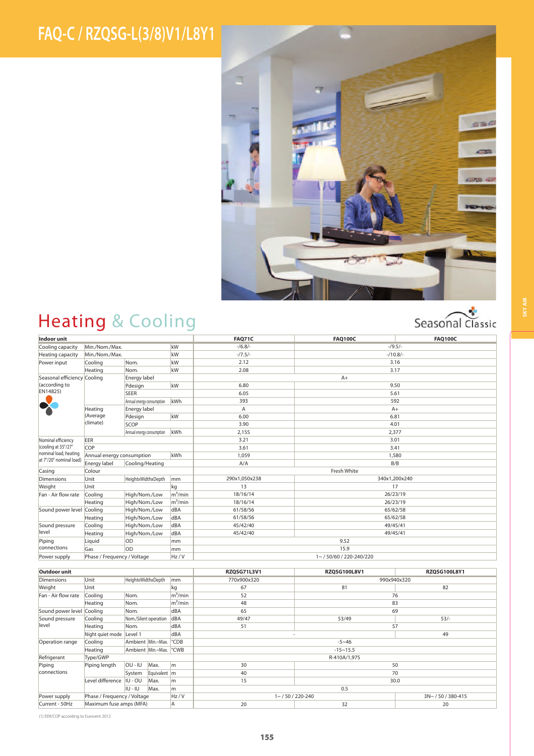# FAQ-C / RZQSG-L(3/8)V1/L8Y1

## Heating & Cooling

Seasonal Classic

| Indoor unit | | | | FAQ71C | FAQ100C | FAQ100C |
|---|---|---|---|---|---|---|
| Cooling capacity | Min./Nom./Max. | | kW | -/6.8/- | -/9.5/- | |
| Heating capacity | Min./Nom./Max. | | kW | -/7.5/- | -/10.8/- | |
| Power input | Cooling | Nom. | kW | 2.12 | 3.16 | |
| | Heating | Nom. | kW | 2.08 | 3.17 | |
| Seasonal efficiency (according to EN14825) | Cooling | Energy label | | A+ | | |
| | | Pdesign | kW | 6.80 | 9.50 | |
| | | SEER | | 6.05 | 5.61 | |
| | | Annual energy consumption | kWh | 393 | 592 | |
| | Heating (Average climate) | Energy label | | A | A+ | |
| | | Pdesign | kW | 6.00 | 6.81 | |
| | | SCOP | | 3.90 | 4.01 | |
| | | Annual energy consumption | kWh | 2,155 | 2,377 | |
| Nominal efficiency (cooling at 35°/27° nominal load, heating at 7°/20° nominal load) | EER | | | 3.21 | 3.01 | |
| | COP | | | 3.61 | 3.41 | |
| | Annual energy consumption | | kWh | 1,059 | 1,580 | |
| | Energy label | Cooling/Heating | | A/A | B/B | |
| Casing | Colour | | | Fresh White | | |
| Dimensions | Unit | HeightxWidthxDepth | mm | 290x1,050x238 | 340x1,200x240 | |
| Weight | Unit | | kg | 13 | 17 | |
| Fan - Air flow rate | Cooling | High/Nom./Low | m³/min | 18/16/14 | 26/23/19 | |
| | Heating | High/Nom./Low | m³/min | 18/16/14 | 26/23/19 | |
| Sound power level | Cooling | High/Nom./Low | dBA | 61/58/56 | 65/62/58 | |
| | Heating | High/Nom./Low | dBA | 61/58/56 | 65/62/58 | |
| Sound pressure level | Cooling | High/Nom./Low | dBA | 45/42/40 | 49/45/41 | |
| | Heating | High/Nom./Low | dBA | 45/42/40 | 49/45/41 | |
| Piping connections | Liquid | OD | mm | 9.52 | | |
| | Gas | OD | mm | 15.9 | | |
| Power supply | Phase / Frequency / Voltage | | Hz / V | 1~ / 50/60 / 220-240/220 | | |

| Outdoor unit | | | | | RZQSG71L3V1 | RZQSG100L8V1 | RZQSG100L8Y1 |
|---|---|---|---|---|---|---|---|
| Dimensions | Unit | HeightxWidthxDepth | | mm | 770x900x320 | 990x940x320 | |
| Weight | Unit | | | kg | 67 | 81 | 82 |
| Fan - Air flow rate | Cooling | Nom. | | m³/min | 52 | 76 | |
| | Heating | Nom. | | m³/min | 48 | 83 | |
| Sound power level | Cooling | Nom. | | dBA | 65 | 69 | |
| Sound pressure level | Cooling | Nom./Silent operation | | dBA | 49/47 | 53/49 | 53/- |
| | Heating | Nom. | | dBA | 51 | 57 | |
| | Night quiet mode | Level 1 | | dBA | - | | 49 |
| Operation range | Cooling | Ambient | Min.~Max. | °CDB | -5~46 | | |
| | Heating | Ambient | Min.~Max. | °CWB | -15~15.5 | | |
| Refrigerant | Type/GWP | | | | R-410A/1,975 | | |
| Piping connections | Piping length | OU - IU | Max. | m | 30 | 50 | |
| | | System | Equivalent | m | 40 | 70 | |
| | Level difference | IU - OU | Max. | m | 15 | 30.0 | |
| | | IU - IU | Max. | m | 0.5 | | |
| Power supply | Phase / Frequency / Voltage | | | Hz / V | 1~ / 50 / 220-240 | | 3N~ / 50 / 380-415 |
| Current - 50Hz | Maximum fuse amps (MFA) | | | A | 20 | 32 | 20 |

(1) EER/COP according to Eurovent 2012